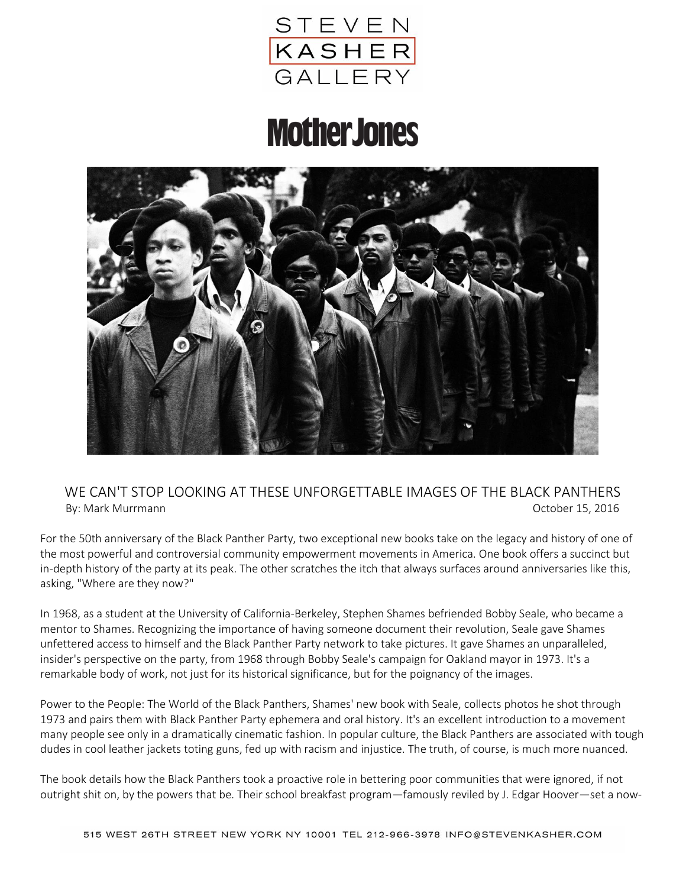STEVEN KASHER GALLERY

# Mother Jones

## WE CAN'T STOP LOOKING AT THESE UNFORGETTABLE IMAGES OF THE BLACK PANTHERS

By: Mark Murrmann October 15, 2016

For the 50th anniversary of the Black Panther Party, two exceptional new books take on the legacy and history of one of the most powerful and controversial community empowerment movements in America. One book offers a succinct but in-depth history of the party at its peak. The other scratches the itch that always surfaces around anniversaries like this, asking, "Where are they now?"

In 1968, as a student at the University of California-Berkeley, Stephen Shames befriended Bobby Seale, who became a mentor to Shames. Recognizing the importance of having someone document their revolution, Seale gave Shames unfettered access to himself and the Black Panther Party network to take pictures. It gave Shames an unparalleled, insider's perspective on the party, from 1968 through Bobby Seale's campaign for Oakland mayor in 1973. It's a remarkable body of work, not just for its historical significance, but for the poignancy of the images.

Power to the People: The World of the Black Panthers, Shames' new book with Seale, collects photos he shot through 1973 and pairs them with Black Panther Party ephemera and oral history. It's an excellent introduction to a movement many people see only in a dramatically cinematic fashion. In popular culture, the Black Panthers are associated with tough dudes in cool leather jackets toting guns, fed up with racism and injustice. The truth, of course, is much more nuanced.

The book details how the Black Panthers took a proactive role in bettering poor communities that were ignored, if not outright shit on, by the powers that be. Their school breakfast program—famously reviled by J. Edgar Hoover—set a now-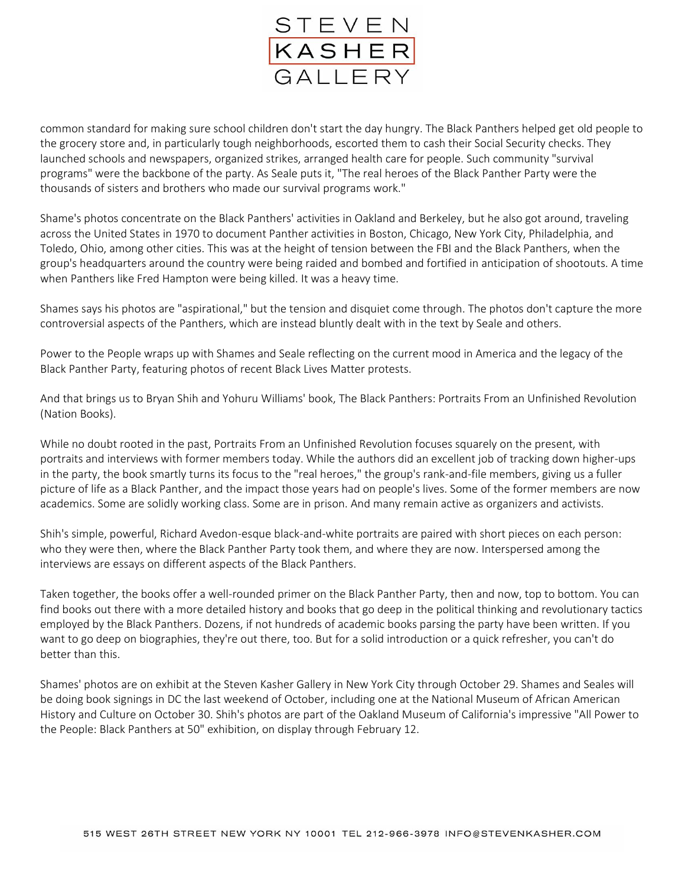common standard for making sure school children don't start the day hungry. The Black Panthers helped get old people to the grocery store and, in particularly tough neighborhoods, escorted them to cash their Social Security checks. They launched schools and newspapers, organized strikes, arranged health care for people. Such community "survival programs" were the backbone of the party. As Seale puts it, "The real heroes of the Black Panther Party were the thousands of sisters and brothers who made our survival programs work."

Shame's photos concentrate on the Black Panthers' activities in Oakland and Berkeley, but he also got around, traveling across the United States in 1970 to document Panther activities in Boston, Chicago, New York City, Philadelphia, and Toledo, Ohio, among other cities. This was at the height of tension between the FBI and the Black Panthers, when the group's headquarters around the country were being raided and bombed and fortified in anticipation of shootouts. A time when Panthers like Fred Hampton were being killed. It was a heavy time.

Shames says his photos are "aspirational," but the tension and disquiet come through. The photos don't capture the more controversial aspects of the Panthers, which are instead bluntly dealt with in the text by Seale and others.

Power to the People wraps up with Shames and Seale reflecting on the current mood in America and the legacy of the Black Panther Party, featuring photos of recent Black Lives Matter protests.

And that brings us to Bryan Shih and Yohuru Williams' book, The Black Panthers: Portraits From an Unfinished Revolution (Nation Books).

While no doubt rooted in the past, Portraits From an Unfinished Revolution focuses squarely on the present, with portraits and interviews with former members today. While the authors did an excellent job of tracking down higher-ups in the party, the book smartly turns its focus to the "real heroes," the group's rank-and-file members, giving us a fuller picture of life as a Black Panther, and the impact those years had on people's lives. Some of the former members are now academics. Some are solidly working class. Some are in prison. And many remain active as organizers and activists.

Shih's simple, powerful, Richard Avedon-esque black-and-white portraits are paired with short pieces on each person: who they were then, where the Black Panther Party took them, and where they are now. Interspersed among the interviews are essays on different aspects of the Black Panthers.

Taken together, the books offer a well-rounded primer on the Black Panther Party, then and now, top to bottom. You can find books out there with a more detailed history and books that go deep in the political thinking and revolutionary tactics employed by the Black Panthers. Dozens, if not hundreds of academic books parsing the party have been written. If you want to go deep on biographies, they're out there, too. But for a solid introduction or a quick refresher, you can't do better than this.

Shames' photos are on exhibit at the Steven Kasher Gallery in New York City through October 29. Shames and Seales will be doing book signings in DC the last weekend of October, including one at the National Museum of African American History and Culture on October 30. Shih's photos are part of the Oakland Museum of California's impressive "All Power to the People: Black Panthers at 50" exhibition, on display through February 12.